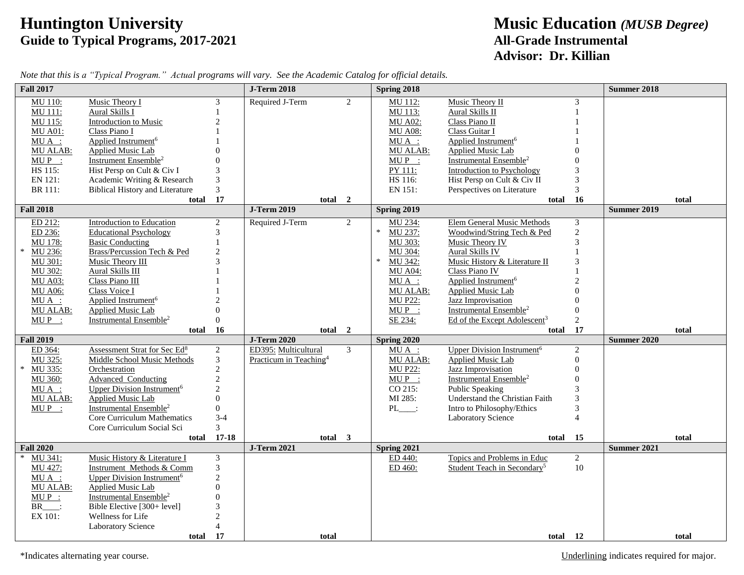# Huntington University
## Guide to Typical Programs, 2017-2021

# Music Education *(MUSB Degree)*
## All-Grade Instrumental
## Advisor: Dr. Killian

*Note that this is a "Typical Program." Actual programs will vary. See the Academic Catalog for official details.*

| Fall 2017 | | | J-Term 2018 | | Spring 2018 | | | Summer 2018 |
|---|---|---|---|---|---|---|---|---|
| MU 110: | Music Theory I | 3 | Required J-Term | 2 | MU 112: | Music Theory II | 3 | |
| MU 111: | Aural Skills I | 1 | | | MU 113: | Aural Skills II | 1 | |
| MU 115: | Introduction to Music | 2 | | | MU A02: | Class Piano II | 1 | |
| MU A01: | Class Piano I | 1 | | | MU A08: | Class Guitar I | 1 | |
| MU A__: | Applied Instrument[6] | 1 | | | MU A__: | Applied Instrument[6] | 1 | |
| MU ALAB: | Applied Music Lab | 0 | | | MU ALAB: | Applied Music Lab | 0 | |
| MU P__: | Instrument Ensemble[2] | 0 | | | MU P__: | Instrumental Ensemble[2] | 0 | |
| HS 115: | Hist Persp on Cult & Civ I | 3 | | | PY 111: | Introduction to Psychology | 3 | |
| EN 121: | Academic Writing & Research | 3 | | | HS 116: | Hist Persp on Cult & Civ II | 3 | |
| BR 111: | Biblical History and Literature | 3 | | | EN 151: | Perspectives on Literature | 3 | |
| | total | 17 | total | 2 | | total | 16 | total |

| Fall 2018 | | | J-Term 2019 | | Spring 2019 | | | Summer 2019 |
|---|---|---|---|---|---|---|---|---|
| ED 212: | Introduction to Education | 2 | Required J-Term | 2 | MU 234: | Elem General Music Methods | 3 | |
| ED 236: | Educational Psychology | 3 | | | * MU 237: | Woodwind/String Tech & Ped | 2 | |
| MU 178: | Basic Conducting | 1 | | | MU 303: | Music Theory IV | 3 | |
| * MU 236: | Brass/Percussion Tech & Ped | 2 | | | MU 304: | Aural Skills IV | 1 | |
| MU 301: | Music Theory III | 3 | | | * MU 342: | Music History & Literature II | 3 | |
| MU 302: | Aural Skills III | 1 | | | MU A04: | Class Piano IV | 1 | |
| MU A03: | Class Piano III | 1 | | | MU A__: | Applied Instrument[6] | 2 | |
| MU A06: | Class Voice I | 1 | | | MU ALAB: | Applied Music Lab | 0 | |
| MU A__: | Applied Instrument[6] | 2 | | | MU P22: | Jazz Improvisation | 0 | |
| MU ALAB: | Applied Music Lab | 0 | | | MU P__: | Instrumental Ensemble[2] | 0 | |
| MU P__: | Instrumental Ensemble[2] | 0 | | | SE 234: | Ed of the Except Adolescent[3] | 2 | |
| | total | 16 | total | 2 | | total | 17 | total |

| Fall 2019 | | | J-Term 2020 | | Spring 2020 | | | Summer 2020 |
|---|---|---|---|---|---|---|---|---|
| ED 364: | Assessment Strat for Sec Ed[8] | 2 | ED395: Multicultural Practicum in Teaching[4] | 3 | MU A__: | Upper Division Instrument[6] | 2 | |
| MU 325: | Middle School Music Methods | 3 | | | MU ALAB: | Applied Music Lab | 0 | |
| * MU 335: | Orchestration | 2 | | | MU P22: | Jazz Improvisation | 0 | |
| MU 360: | Advanced Conducting | 2 | | | MU P__: | Instrumental Ensemble[2] | 0 | |
| MU A__: | Upper Division Instrument[6] | 2 | | | CO 215: | Public Speaking | 3 | |
| MU ALAB: | Applied Music Lab | 0 | | | MI 285: | Understand the Christian Faith | 3 | |
| MU P__: | Instrumental Ensemble[2] | 0 | | | PL____: | Intro to Philosophy/Ethics | 3 | |
| | Core Curriculum Mathematics | 3-4 | | | | Laboratory Science | 4 | |
| | Core Curriculum Social Sci | 3 | | | | | | |
| | total | 17-18 | total | 3 | | total | 15 | total |

| Fall 2020 | | | J-Term 2021 | | Spring 2021 | | | Summer 2021 |
|---|---|---|---|---|---|---|---|---|
| * MU 341: | Music History & Literature I | 3 | | | ED 440: | Topics and Problems in Educ | 2 | |
| MU 427: | Instrument Methods & Comm | 3 | | | ED 460: | Student Teach in Secondary[5] | 10 | |
| MU A__: | Upper Division Instrument[6] | 2 | | | | | | |
| MU ALAB: | Applied Music Lab | 0 | | | | | | |
| MU P__: | Instrumental Ensemble[2] | 0 | | | | | | |
| BR____: | Bible Elective [300+ level] | 3 | | | | | | |
| EX 101: | Wellness for Life | 2 | | | | | | |
| | Laboratory Science | 4 | | | | | | |
| | total | 17 | total | | | total | 12 | total |

*Indicates alternating year course.

Underlining indicates required for major.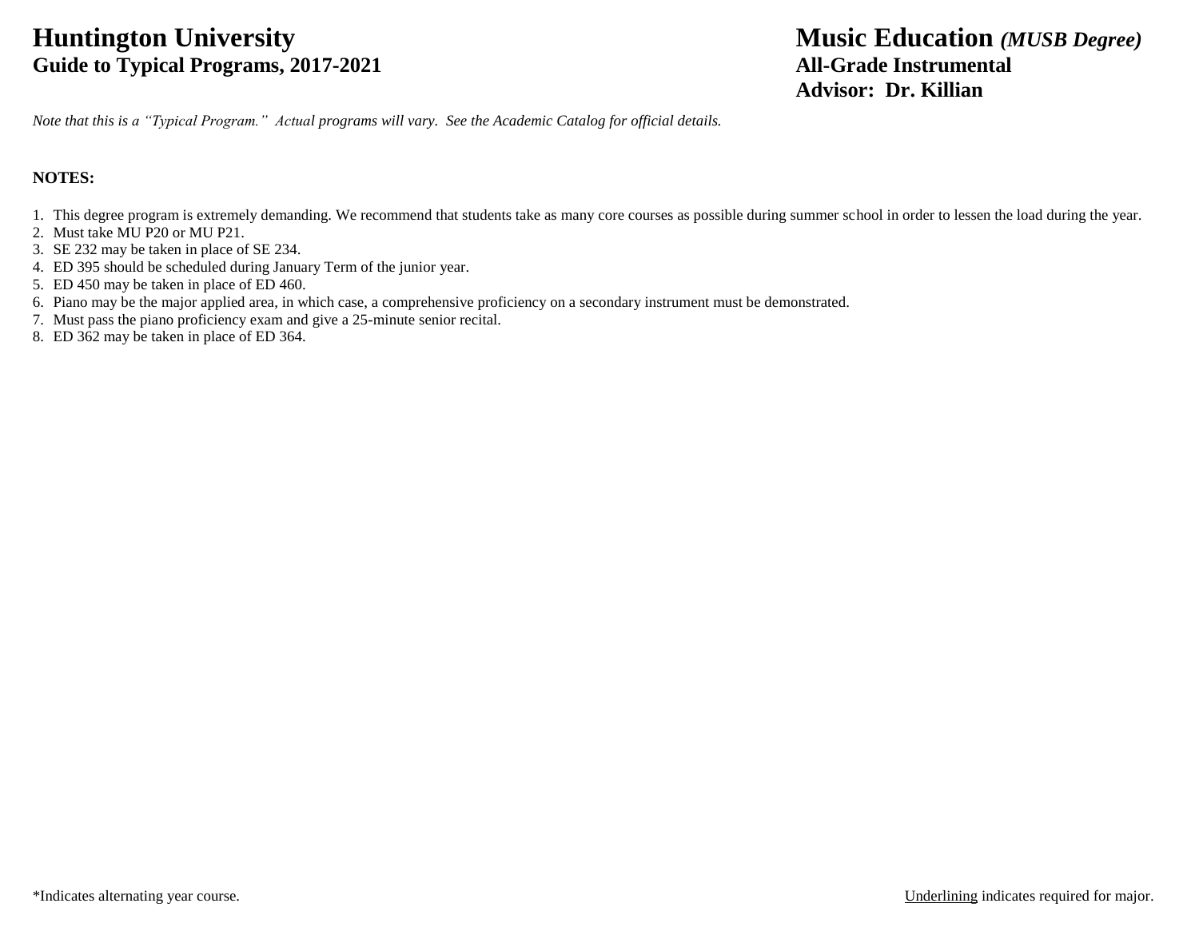# Huntington University

## Guide to Typical Programs, 2017-2021

# Music Education *(MUSB Degree)*

## All-Grade Instrumental

## Advisor: Dr. Killian

*Note that this is a "Typical Program." Actual programs will vary. See the Academic Catalog for official details.*

**NOTES:**

1. This degree program is extremely demanding. We recommend that students take as many core courses as possible during summer school in order to lessen the load during the year.
2. Must take MU P20 or MU P21.
3. SE 232 may be taken in place of SE 234.
4. ED 395 should be scheduled during January Term of the junior year.
5. ED 450 may be taken in place of ED 460.
6. Piano may be the major applied area, in which case, a comprehensive proficiency on a secondary instrument must be demonstrated.
7. Must pass the piano proficiency exam and give a 25-minute senior recital.
8. ED 362 may be taken in place of ED 364.

*Indicates alternating year course.

<u>Underlining</u> indicates required for major.